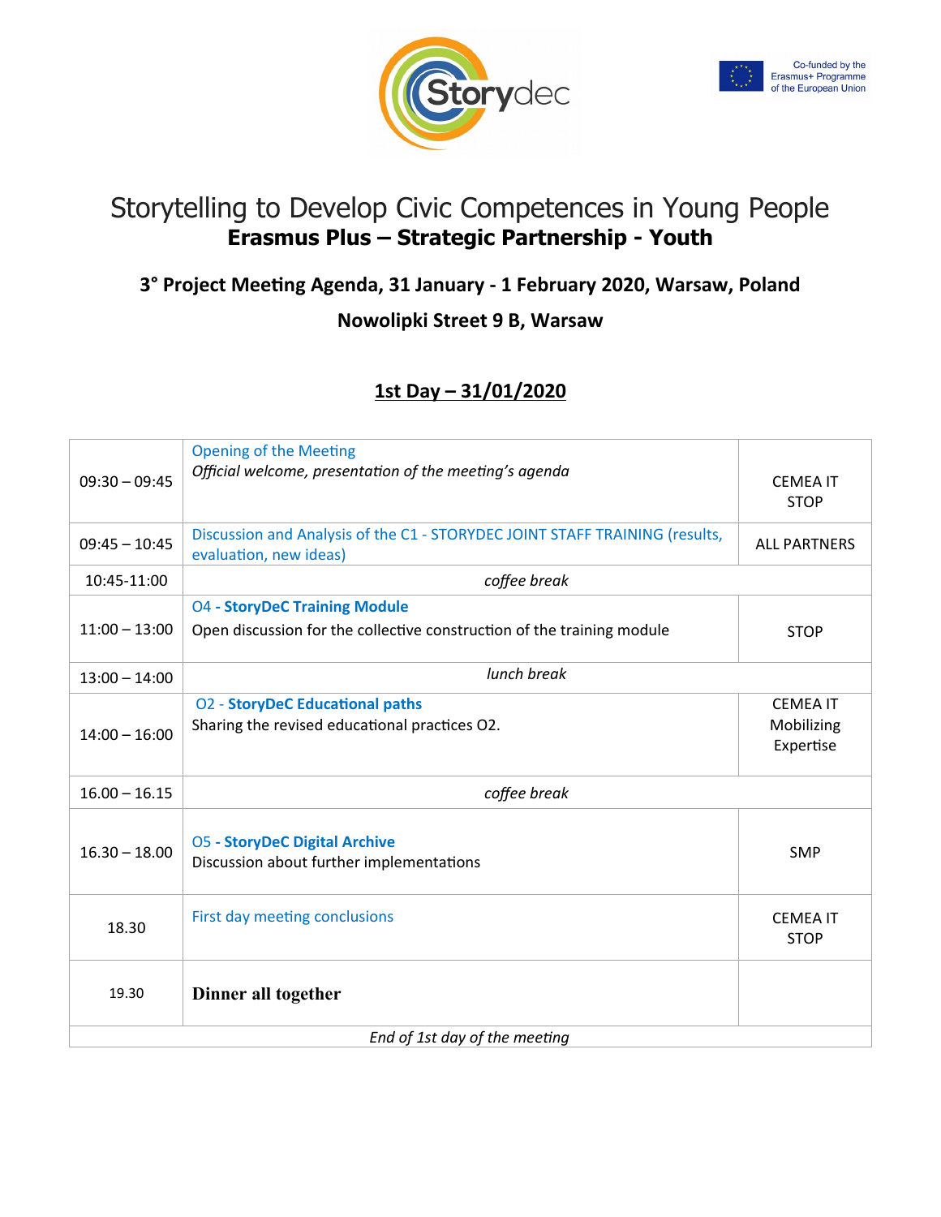Co-funded by the Erasmus+ Programme of the European Union

# Storytelling to Develop Civic Competences in Young People

## Erasmus Plus – Strategic Partnership - Youth

### 3° Project Meeting Agenda, 31 January - 1 February 2020, Warsaw, Poland

### Nowolipki Street 9 B, Warsaw

### 1st Day – 31/01/2020

| | | |
|---|---|---|
| 09:30 – 09:45 | Opening of the Meeting<br>*Official welcome, presentation of the meeting's agenda* | CEMEA IT<br>STOP |
| 09:45 – 10:45 | Discussion and Analysis of the C1 - STORYDEC JOINT STAFF TRAINING (results, evaluation, new ideas) | ALL PARTNERS |
| 10:45-11:00 | *coffee break* | |
| 11:00 – 13:00 | O4 - **StoryDeC Training Module**<br>Open discussion for the collective construction of the training module | STOP |
| 13:00 – 14:00 | *lunch break* | |
| 14:00 – 16:00 | O2 - **StoryDeC Educational paths**<br>Sharing the revised educational practices O2. | CEMEA IT<br>Mobilizing Expertise |
| 16.00 – 16.15 | *coffee break* | |
| 16.30 – 18.00 | O5 - **StoryDeC Digital Archive**<br>Discussion about further implementations | SMP |
| 18.30 | First day meeting conclusions | CEMEA IT<br>STOP |
| 19.30 | **Dinner all together** | |
| *End of 1st day of the meeting* | | |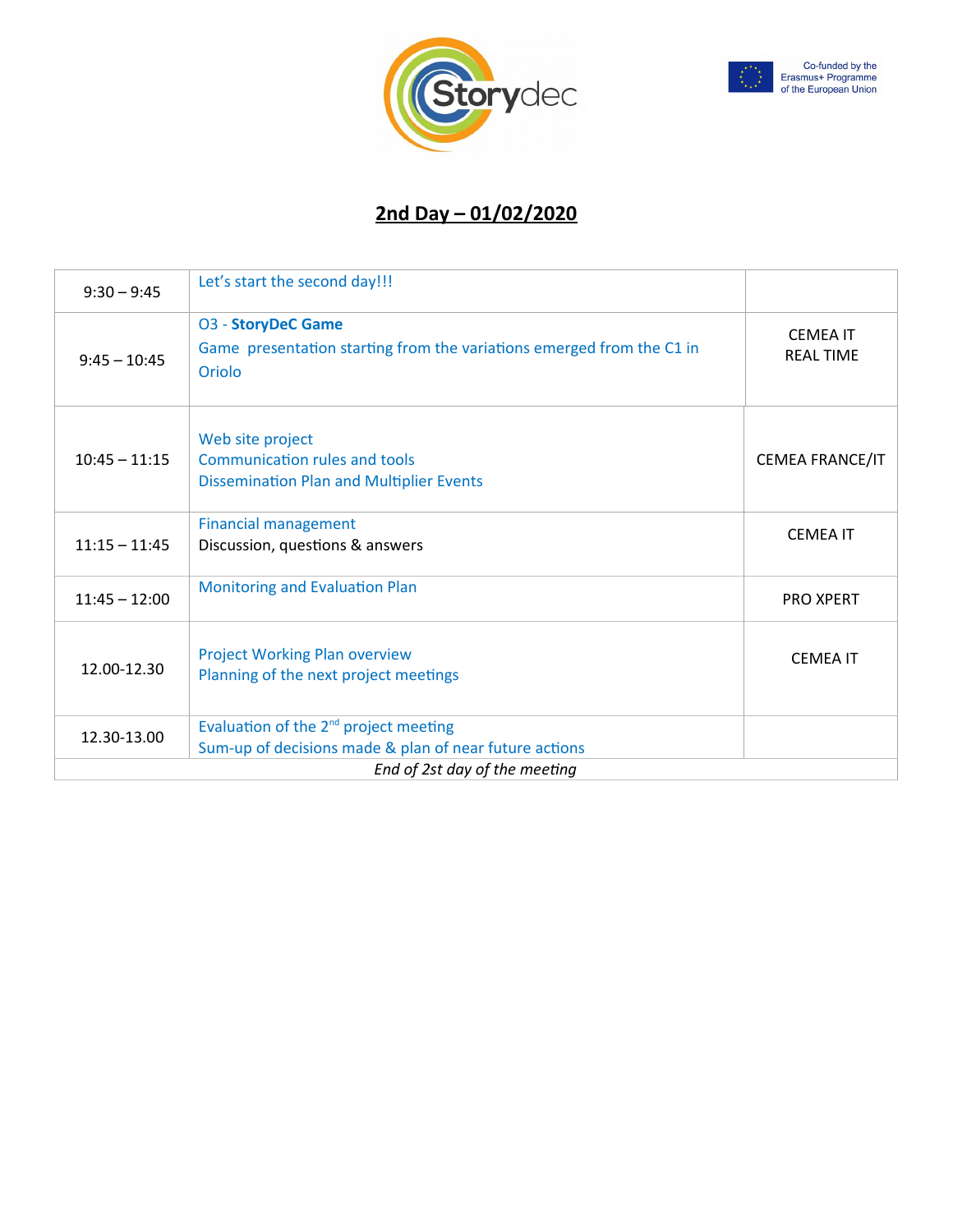Co-funded by the Erasmus+ Programme of the European Union

## 2nd Day – 01/02/2020

| | | |
|---|---|---|
| 9:30 – 9:45 | Let's start the second day!!! | |
| 9:45 – 10:45 | O3 - **StoryDeC Game**<br>Game presentation starting from the variations emerged from the C1 in Oriolo | CEMEA IT<br>REAL TIME |
| 10:45 – 11:15 | Web site project<br>Communication rules and tools<br>Dissemination Plan and Multiplier Events | CEMEA FRANCE/IT |
| 11:15 – 11:45 | Financial management<br>Discussion, questions & answers | CEMEA IT |
| 11:45 – 12:00 | Monitoring and Evaluation Plan | PRO XPERT |
| 12.00-12.30 | Project Working Plan overview<br>Planning of the next project meetings | CEMEA IT |
| 12.30-13.00 | Evaluation of the 2nd project meeting<br>Sum-up of decisions made & plan of near future actions | |
| *End of 2st day of the meeting* | | |